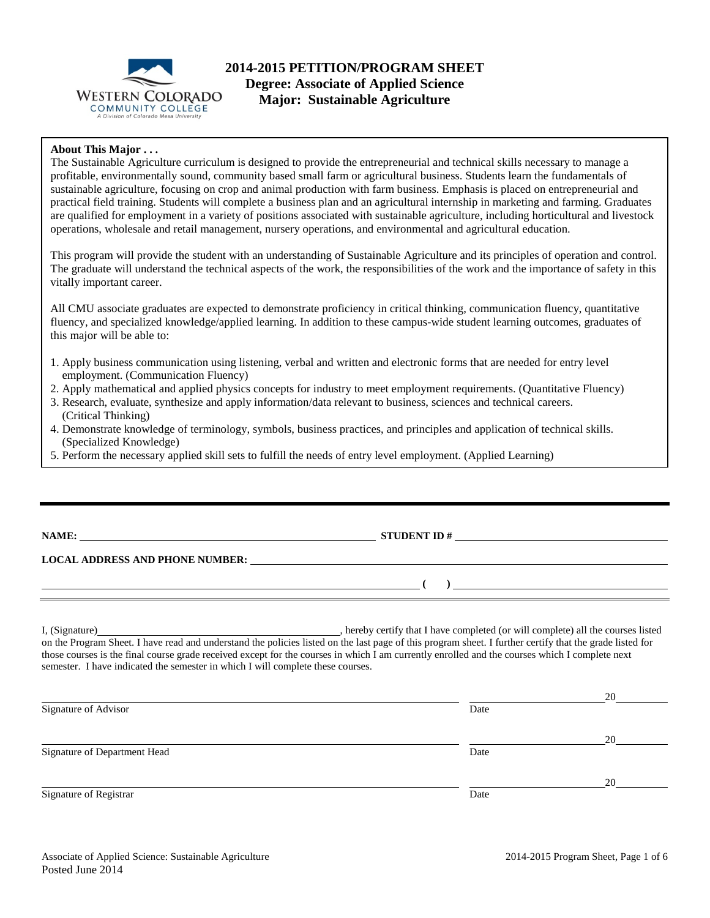# 2014-2015 PETITION/PROGRAM SHEET
## Degree: Associate of Applied Science
## Major: Sustainable Agriculture

**About This Major . . .**

The Sustainable Agriculture curriculum is designed to provide the entrepreneurial and technical skills necessary to manage a profitable, environmentally sound, community based small farm or agricultural business. Students learn the fundamentals of sustainable agriculture, focusing on crop and animal production with farm business. Emphasis is placed on entrepreneurial and practical field training. Students will complete a business plan and an agricultural internship in marketing and farming. Graduates are qualified for employment in a variety of positions associated with sustainable agriculture, including horticultural and livestock operations, wholesale and retail management, nursery operations, and environmental and agricultural education.

This program will provide the student with an understanding of Sustainable Agriculture and its principles of operation and control. The graduate will understand the technical aspects of the work, the responsibilities of the work and the importance of safety in this vitally important career.

All CMU associate graduates are expected to demonstrate proficiency in critical thinking, communication fluency, quantitative fluency, and specialized knowledge/applied learning. In addition to these campus-wide student learning outcomes, graduates of this major will be able to:

1. Apply business communication using listening, verbal and written and electronic forms that are needed for entry level employment. (Communication Fluency)
2. Apply mathematical and applied physics concepts for industry to meet employment requirements. (Quantitative Fluency)
3. Research, evaluate, synthesize and apply information/data relevant to business, sciences and technical careers. (Critical Thinking)
4. Demonstrate knowledge of terminology, symbols, business practices, and principles and application of technical skills. (Specialized Knowledge)
5. Perform the necessary applied skill sets to fulfill the needs of entry level employment. (Applied Learning)

---

**NAME:** ______________________________ **STUDENT ID #** ______________________________

**LOCAL ADDRESS AND PHONE NUMBER:** ______________________________

______________________________ ( ) ______________________________

I, (Signature)______________________________, hereby certify that I have completed (or will complete) all the courses listed on the Program Sheet. I have read and understand the policies listed on the last page of this program sheet. I further certify that the grade listed for those courses is the final course grade received except for the courses in which I am currently enrolled and the courses which I complete next semester. I have indicated the semester in which I will complete these courses.

______________________________ ______________ 20______
Signature of Advisor Date

______________________________ ______________ 20______
Signature of Department Head Date

______________________________ ______________ 20______
Signature of Registrar Date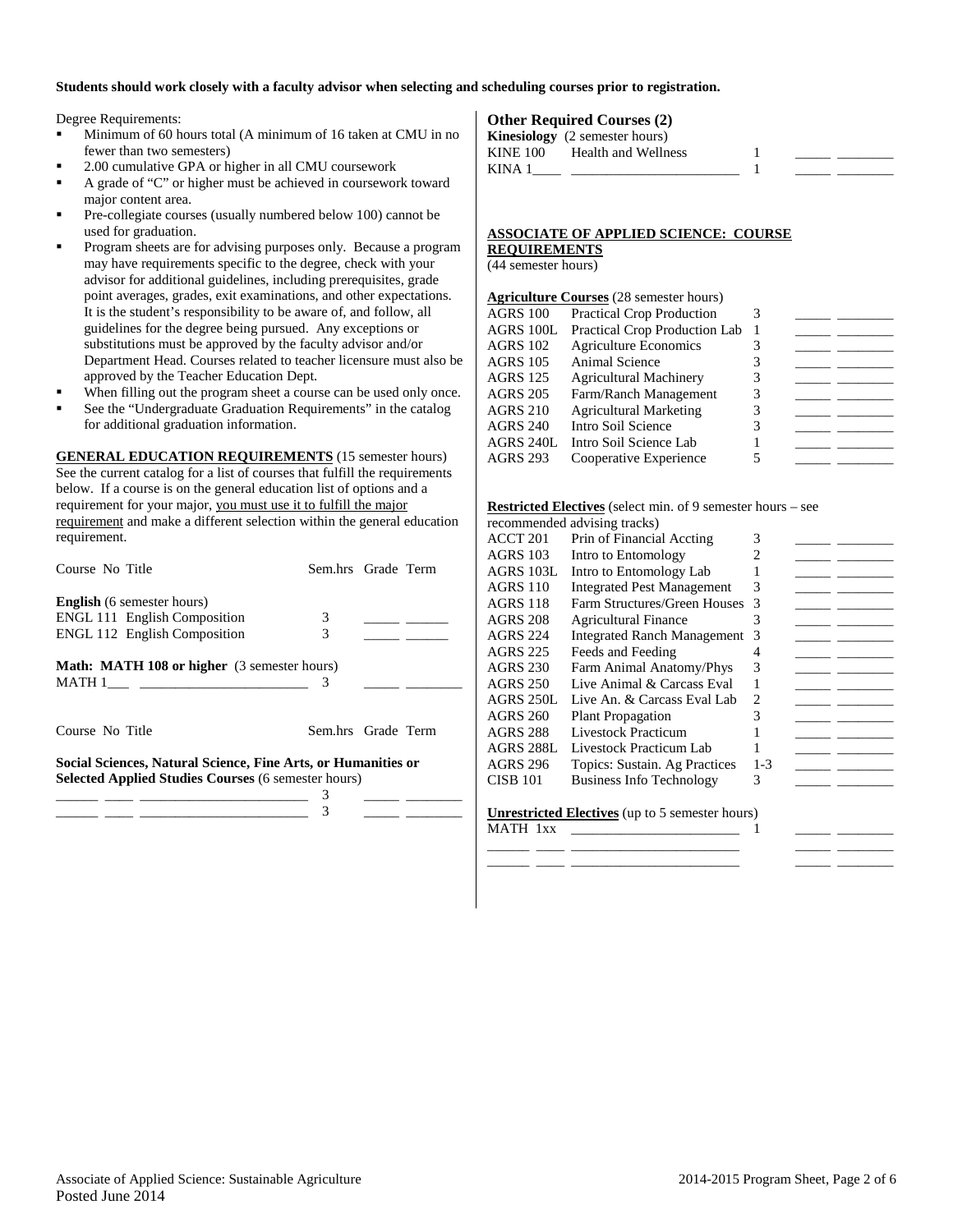**Students should work closely with a faculty advisor when selecting and scheduling courses prior to registration.**

Degree Requirements:

- Minimum of 60 hours total (A minimum of 16 taken at CMU in no fewer than two semesters)
- 2.00 cumulative GPA or higher in all CMU coursework
- A grade of "C" or higher must be achieved in coursework toward major content area.
- Pre-collegiate courses (usually numbered below 100) cannot be used for graduation.
- Program sheets are for advising purposes only. Because a program may have requirements specific to the degree, check with your advisor for additional guidelines, including prerequisites, grade point averages, grades, exit examinations, and other expectations. It is the student's responsibility to be aware of, and follow, all guidelines for the degree being pursued. Any exceptions or substitutions must be approved by the faculty advisor and/or Department Head. Courses related to teacher licensure must also be approved by the Teacher Education Dept.
- When filling out the program sheet a course can be used only once.
- See the "Undergraduate Graduation Requirements" in the catalog for additional graduation information.

**GENERAL EDUCATION REQUIREMENTS** (15 semester hours) See the current catalog for a list of courses that fulfill the requirements below. If a course is on the general education list of options and a requirement for your major, you must use it to fulfill the major requirement and make a different selection within the general education requirement.

| Course No | Title | Sem.hrs | Grade | Term |
|---|---|---|---|---|
| **English** (6 semester hours) | | | | |
| ENGL 111 | English Composition | 3 | _____ | ______ |
| ENGL 112 | English Composition | 3 | _____ | ______ |
| **Math: MATH 108 or higher** (3 semester hours) | | | | |
| MATH 1___ | ________________________ | 3 | _____ | ________ |

| Course No | Title | Sem.hrs | Grade | Term |
|---|---|---|---|---|
| **Social Sciences, Natural Science, Fine Arts, or Humanities or Selected Applied Studies Courses** (6 semester hours) | | | | |
| ______ ____ | ________________________ | 3 | _____ | ________ |
| ______ ____ | ________________________ | 3 | _____ | ________ |

**Other Required Courses (2)**

**Kinesiology** (2 semester hours)

| Course | Title | Sem.hrs | Grade | Term |
|---|---|---|---|---|
| KINE 100 | Health and Wellness | 1 | _____ | ________ |
| KINA 1____ | ________________________ | 1 | _____ | ________ |

**ASSOCIATE OF APPLIED SCIENCE: COURSE REQUIREMENTS**
(44 semester hours)

**Agriculture Courses** (28 semester hours)

| Course | Title | Sem.hrs | Grade | Term |
|---|---|---|---|---|
| AGRS 100 | Practical Crop Production | 3 | _____ | ________ |
| AGRS 100L | Practical Crop Production Lab | 1 | _____ | ________ |
| AGRS 102 | Agriculture Economics | 3 | _____ | ________ |
| AGRS 105 | Animal Science | 3 | _____ | ________ |
| AGRS 125 | Agricultural Machinery | 3 | _____ | ________ |
| AGRS 205 | Farm/Ranch Management | 3 | _____ | ________ |
| AGRS 210 | Agricultural Marketing | 3 | _____ | ________ |
| AGRS 240 | Intro Soil Science | 3 | _____ | ________ |
| AGRS 240L | Intro Soil Science Lab | 1 | _____ | ________ |
| AGRS 293 | Cooperative Experience | 5 | _____ | ________ |

**Restricted Electives** (select min. of 9 semester hours – see recommended advising tracks)

| Course | Title | Sem.hrs | Grade | Term |
|---|---|---|---|---|
| ACCT 201 | Prin of Financial Accting | 3 | _____ | ________ |
| AGRS 103 | Intro to Entomology | 2 | _____ | ________ |
| AGRS 103L | Intro to Entomology Lab | 1 | _____ | ________ |
| AGRS 110 | Integrated Pest Management | 3 | _____ | ________ |
| AGRS 118 | Farm Structures/Green Houses | 3 | _____ | ________ |
| AGRS 208 | Agricultural Finance | 3 | _____ | ________ |
| AGRS 224 | Integrated Ranch Management | 3 | _____ | ________ |
| AGRS 225 | Feeds and Feeding | 4 | _____ | ________ |
| AGRS 230 | Farm Animal Anatomy/Phys | 3 | _____ | ________ |
| AGRS 250 | Live Animal & Carcass Eval | 1 | _____ | ________ |
| AGRS 250L | Live An. & Carcass Eval Lab | 2 | _____ | ________ |
| AGRS 260 | Plant Propagation | 3 | _____ | ________ |
| AGRS 288 | Livestock Practicum | 1 | _____ | ________ |
| AGRS 288L | Livestock Practicum Lab | 1 | _____ | ________ |
| AGRS 296 | Topics: Sustain. Ag Practices | 1-3 | _____ | ________ |
| CISB 101 | Business Info Technology | 3 | _____ | ________ |

**Unrestricted Electives** (up to 5 semester hours)

| Course | Title | Sem.hrs | Grade | Term |
|---|---|---|---|---|
| MATH 1xx | ________________________ | 1 | _____ | ________ |
| ______ ____ | ________________________ | | _____ | ________ |
| ______ ____ | ________________________ | | _____ | ________ |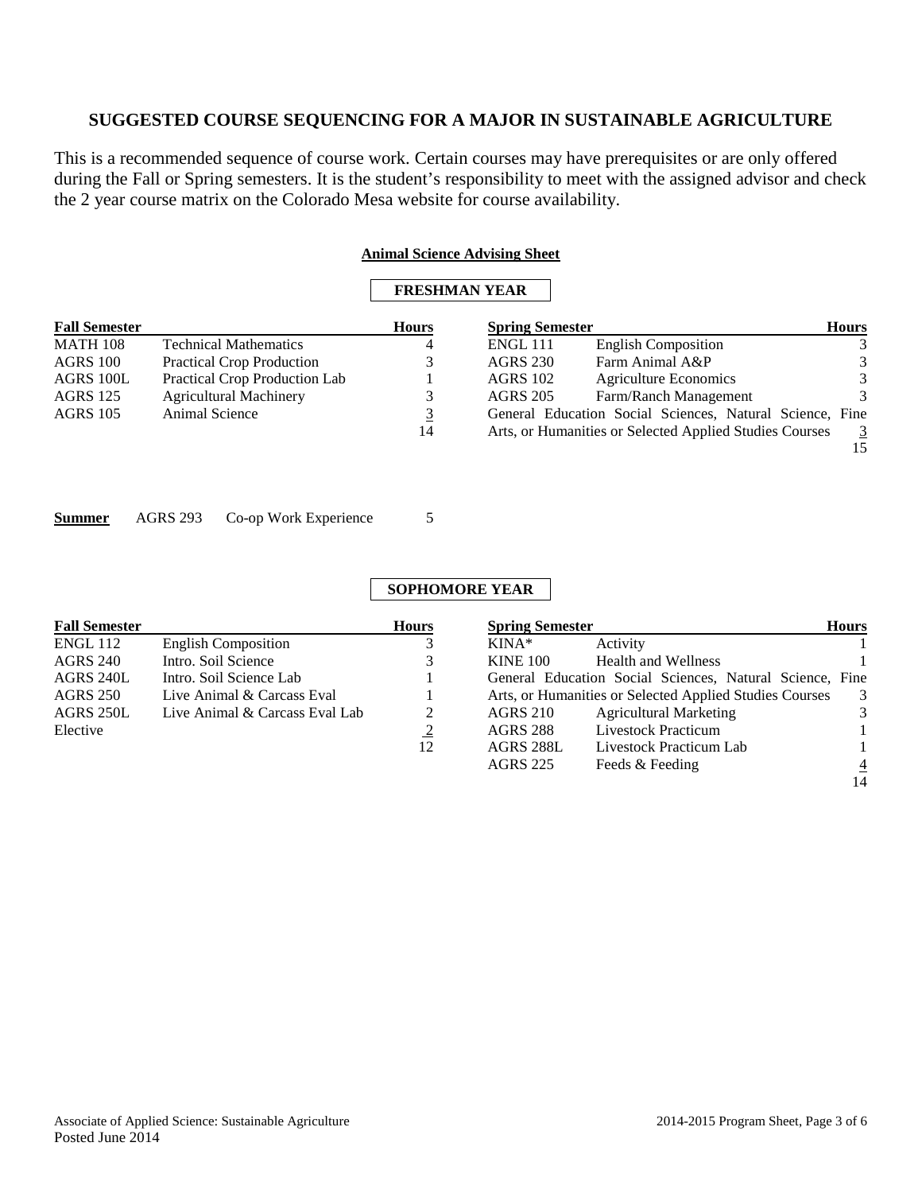## SUGGESTED COURSE SEQUENCING FOR A MAJOR IN SUSTAINABLE AGRICULTURE

This is a recommended sequence of course work. Certain courses may have prerequisites or are only offered during the Fall or Spring semesters. It is the student's responsibility to meet with the assigned advisor and check the 2 year course matrix on the Colorado Mesa website for course availability.

**Animal Science Advising Sheet**

### FRESHMAN YEAR

| Fall Semester | | Hours |
|---|---|---|
| MATH 108 | Technical Mathematics | 4 |
| AGRS 100 | Practical Crop Production | 3 |
| AGRS 100L | Practical Crop Production Lab | 1 |
| AGRS 125 | Agricultural Machinery | 3 |
| AGRS 105 | Animal Science | 3 |
| | | 14 |

| Spring Semester | | Hours |
|---|---|---|
| ENGL 111 | English Composition | 3 |
| AGRS 230 | Farm Animal A&P | 3 |
| AGRS 102 | Agriculture Economics | 3 |
| AGRS 205 | Farm/Ranch Management | 3 |
| General Education Social Sciences, Natural Science, Fine Arts, or Humanities or Selected Applied Studies Courses | | 3 |
| | | 15 |

**Summer** AGRS 293 Co-op Work Experience 5

### SOPHOMORE YEAR

| Fall Semester | | Hours |
|---|---|---|
| ENGL 112 | English Composition | 3 |
| AGRS 240 | Intro. Soil Science | 3 |
| AGRS 240L | Intro. Soil Science Lab | 1 |
| AGRS 250 | Live Animal & Carcass Eval | 1 |
| AGRS 250L | Live Animal & Carcass Eval Lab | 2 |
| Elective | | 2 |
| | | 12 |

| Spring Semester | | Hours |
|---|---|---|
| KINA* | Activity | 1 |
| KINE 100 | Health and Wellness | 1 |
| General Education Social Sciences, Natural Science, Fine Arts, or Humanities or Selected Applied Studies Courses | | 3 |
| AGRS 210 | Agricultural Marketing | 3 |
| AGRS 288 | Livestock Practicum | 1 |
| AGRS 288L | Livestock Practicum Lab | 1 |
| AGRS 225 | Feeds & Feeding | 4 |
| | | 14 |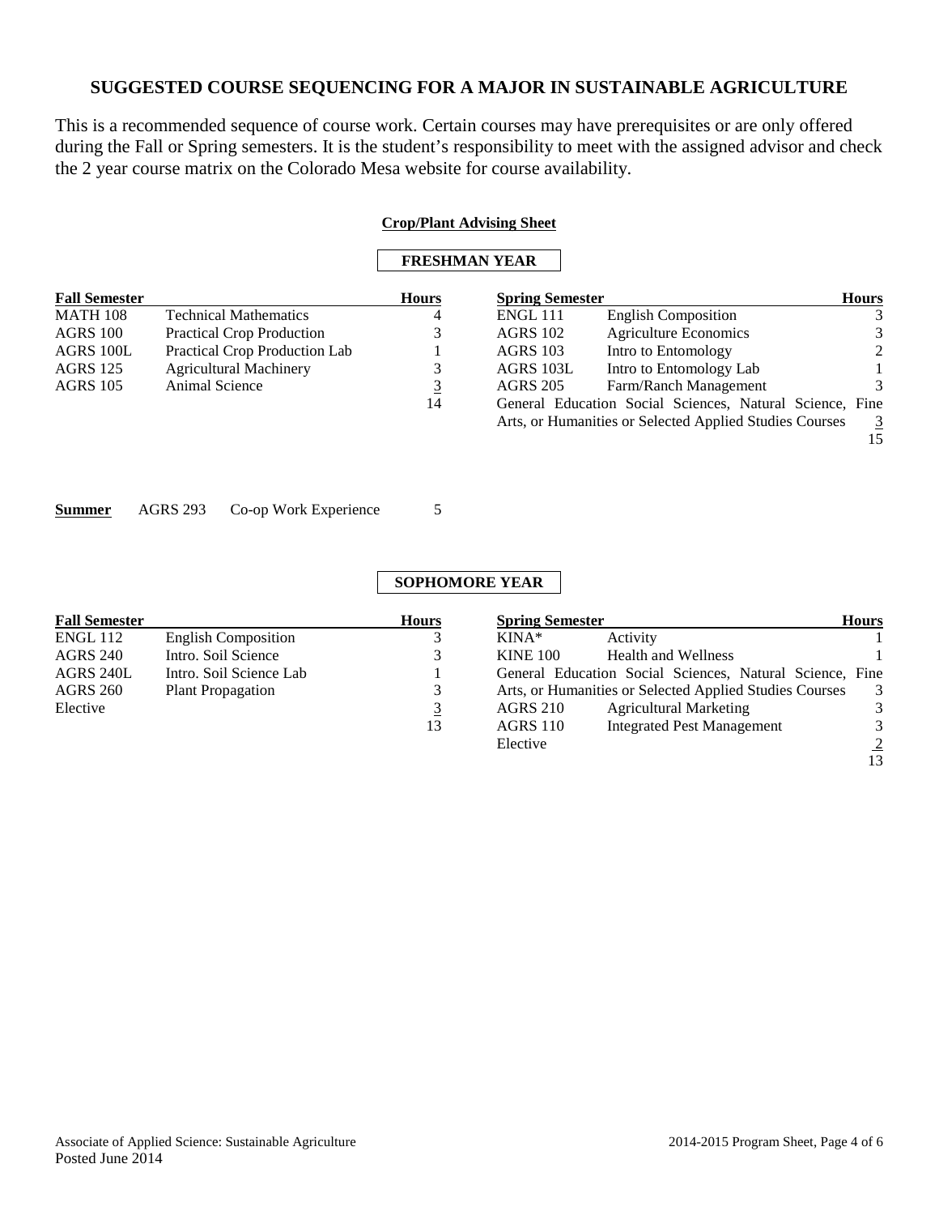## SUGGESTED COURSE SEQUENCING FOR A MAJOR IN SUSTAINABLE AGRICULTURE

This is a recommended sequence of course work. Certain courses may have prerequisites or are only offered during the Fall or Spring semesters. It is the student's responsibility to meet with the assigned advisor and check the 2 year course matrix on the Colorado Mesa website for course availability.

**Crop/Plant Advising Sheet**

### FRESHMAN YEAR

| Fall Semester | | Hours |
|---|---|---|
| MATH 108 | Technical Mathematics | 4 |
| AGRS 100 | Practical Crop Production | 3 |
| AGRS 100L | Practical Crop Production Lab | 1 |
| AGRS 125 | Agricultural Machinery | 3 |
| AGRS 105 | Animal Science | 3 |
| | | 14 |

| Spring Semester | | Hours |
|---|---|---|
| ENGL 111 | English Composition | 3 |
| AGRS 102 | Agriculture Economics | 3 |
| AGRS 103 | Intro to Entomology | 2 |
| AGRS 103L | Intro to Entomology Lab | 1 |
| AGRS 205 | Farm/Ranch Management | 3 |
| General Education Social Sciences, Natural Science, Fine Arts, or Humanities or Selected Applied Studies Courses | | 3 |
| | | 15 |

| Summer | | | |
|---|---|---|---|
| | AGRS 293 | Co-op Work Experience | 5 |

### SOPHOMORE YEAR

| Fall Semester | | Hours |
|---|---|---|
| ENGL 112 | English Composition | 3 |
| AGRS 240 | Intro. Soil Science | 3 |
| AGRS 240L | Intro. Soil Science Lab | 1 |
| AGRS 260 | Plant Propagation | 3 |
| Elective | | 3 |
| | | 13 |

| Spring Semester | | Hours |
|---|---|---|
| KINA* | Activity | 1 |
| KINE 100 | Health and Wellness | 1 |
| General Education Social Sciences, Natural Science, Fine Arts, or Humanities or Selected Applied Studies Courses | | 3 |
| AGRS 210 | Agricultural Marketing | 3 |
| AGRS 110 | Integrated Pest Management | 3 |
| Elective | | 2 |
| | | 13 |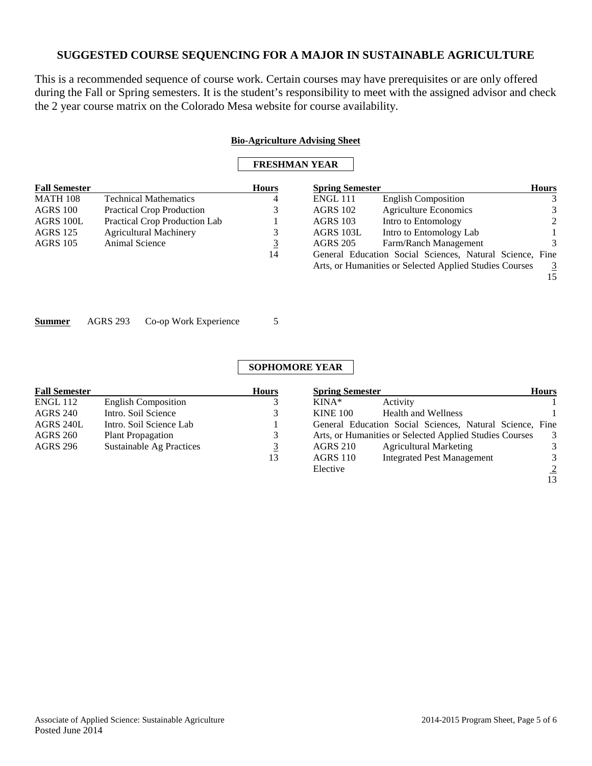## SUGGESTED COURSE SEQUENCING FOR A MAJOR IN SUSTAINABLE AGRICULTURE

This is a recommended sequence of course work. Certain courses may have prerequisites or are only offered during the Fall or Spring semesters. It is the student's responsibility to meet with the assigned advisor and check the 2 year course matrix on the Colorado Mesa website for course availability.

**Bio-Agriculture Advising Sheet**

### FRESHMAN YEAR

| Fall Semester | | Hours |
|---|---|---|
| MATH 108 | Technical Mathematics | 4 |
| AGRS 100 | Practical Crop Production | 3 |
| AGRS 100L | Practical Crop Production Lab | 1 |
| AGRS 125 | Agricultural Machinery | 3 |
| AGRS 105 | Animal Science | 3 |
| | | 14 |

| Spring Semester | | Hours |
|---|---|---|
| ENGL 111 | English Composition | 3 |
| AGRS 102 | Agriculture Economics | 3 |
| AGRS 103 | Intro to Entomology | 2 |
| AGRS 103L | Intro to Entomology Lab | 1 |
| AGRS 205 | Farm/Ranch Management | 3 |
| General Education Social Sciences, Natural Science, Fine Arts, or Humanities or Selected Applied Studies Courses | | 3 |
| | | 15 |

| Summer | | | |
|---|---|---|---|
| | AGRS 293 | Co-op Work Experience | 5 |

### SOPHOMORE YEAR

| Fall Semester | | Hours |
|---|---|---|
| ENGL 112 | English Composition | 3 |
| AGRS 240 | Intro. Soil Science | 3 |
| AGRS 240L | Intro. Soil Science Lab | 1 |
| AGRS 260 | Plant Propagation | 3 |
| AGRS 296 | Sustainable Ag Practices | 3 |
| | | 13 |

| Spring Semester | | Hours |
|---|---|---|
| KINA* | Activity | 1 |
| KINE 100 | Health and Wellness | 1 |
| General Education Social Sciences, Natural Science, Fine Arts, or Humanities or Selected Applied Studies Courses | | 3 |
| AGRS 210 | Agricultural Marketing | 3 |
| AGRS 110 | Integrated Pest Management | 3 |
| Elective | | 2 |
| | | 13 |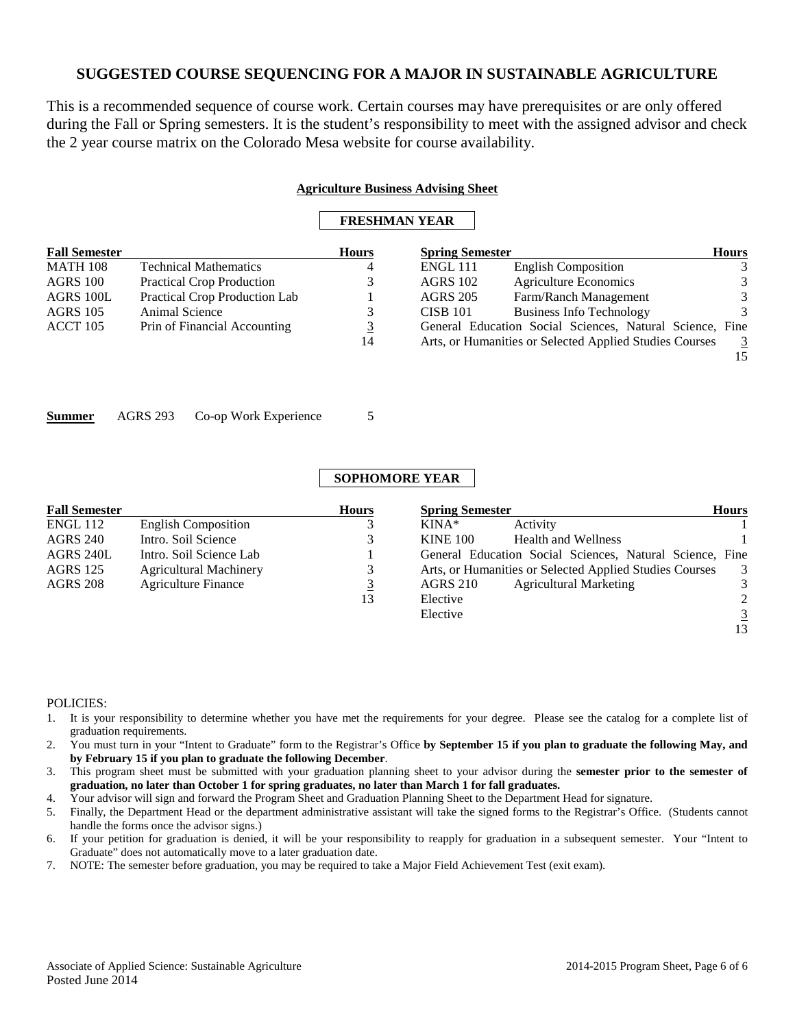## SUGGESTED COURSE SEQUENCING FOR A MAJOR IN SUSTAINABLE AGRICULTURE

This is a recommended sequence of course work. Certain courses may have prerequisites or are only offered during the Fall or Spring semesters. It is the student's responsibility to meet with the assigned advisor and check the 2 year course matrix on the Colorado Mesa website for course availability.

### Agriculture Business Advising Sheet

#### FRESHMAN YEAR

| Fall Semester | | Hours |
|---|---|---|
| MATH 108 | Technical Mathematics | 4 |
| AGRS 100 | Practical Crop Production | 3 |
| AGRS 100L | Practical Crop Production Lab | 1 |
| AGRS 105 | Animal Science | 3 |
| ACCT 105 | Prin of Financial Accounting | 3 |
| | | 14 |

| Spring Semester | | Hours |
|---|---|---|
| ENGL 111 | English Composition | 3 |
| AGRS 102 | Agriculture Economics | 3 |
| AGRS 205 | Farm/Ranch Management | 3 |
| CISB 101 | Business Info Technology | 3 |
| General Education Social Sciences, Natural Science, Fine Arts, or Humanities or Selected Applied Studies Courses | | 3 |
| | | 15 |

**Summer** AGRS 293 Co-op Work Experience 5

#### SOPHOMORE YEAR

| Fall Semester | | Hours |
|---|---|---|
| ENGL 112 | English Composition | 3 |
| AGRS 240 | Intro. Soil Science | 3 |
| AGRS 240L | Intro. Soil Science Lab | 1 |
| AGRS 125 | Agricultural Machinery | 3 |
| AGRS 208 | Agriculture Finance | 3 |
| | | 13 |

| Spring Semester | | Hours |
|---|---|---|
| KINA* | Activity | 1 |
| KINE 100 | Health and Wellness | 1 |
| General Education Social Sciences, Natural Science, Fine Arts, or Humanities or Selected Applied Studies Courses | | 3 |
| AGRS 210 | Agricultural Marketing | 3 |
| Elective | | 2 |
| Elective | | 3 |
| | | 13 |

POLICIES:

1. It is your responsibility to determine whether you have met the requirements for your degree. Please see the catalog for a complete list of graduation requirements.
2. You must turn in your "Intent to Graduate" form to the Registrar's Office **by September 15 if you plan to graduate the following May, and by February 15 if you plan to graduate the following December**.
3. This program sheet must be submitted with your graduation planning sheet to your advisor during the **semester prior to the semester of graduation, no later than October 1 for spring graduates, no later than March 1 for fall graduates.**
4. Your advisor will sign and forward the Program Sheet and Graduation Planning Sheet to the Department Head for signature.
5. Finally, the Department Head or the department administrative assistant will take the signed forms to the Registrar's Office. (Students cannot handle the forms once the advisor signs.)
6. If your petition for graduation is denied, it will be your responsibility to reapply for graduation in a subsequent semester. Your "Intent to Graduate" does not automatically move to a later graduation date.
7. NOTE: The semester before graduation, you may be required to take a Major Field Achievement Test (exit exam).